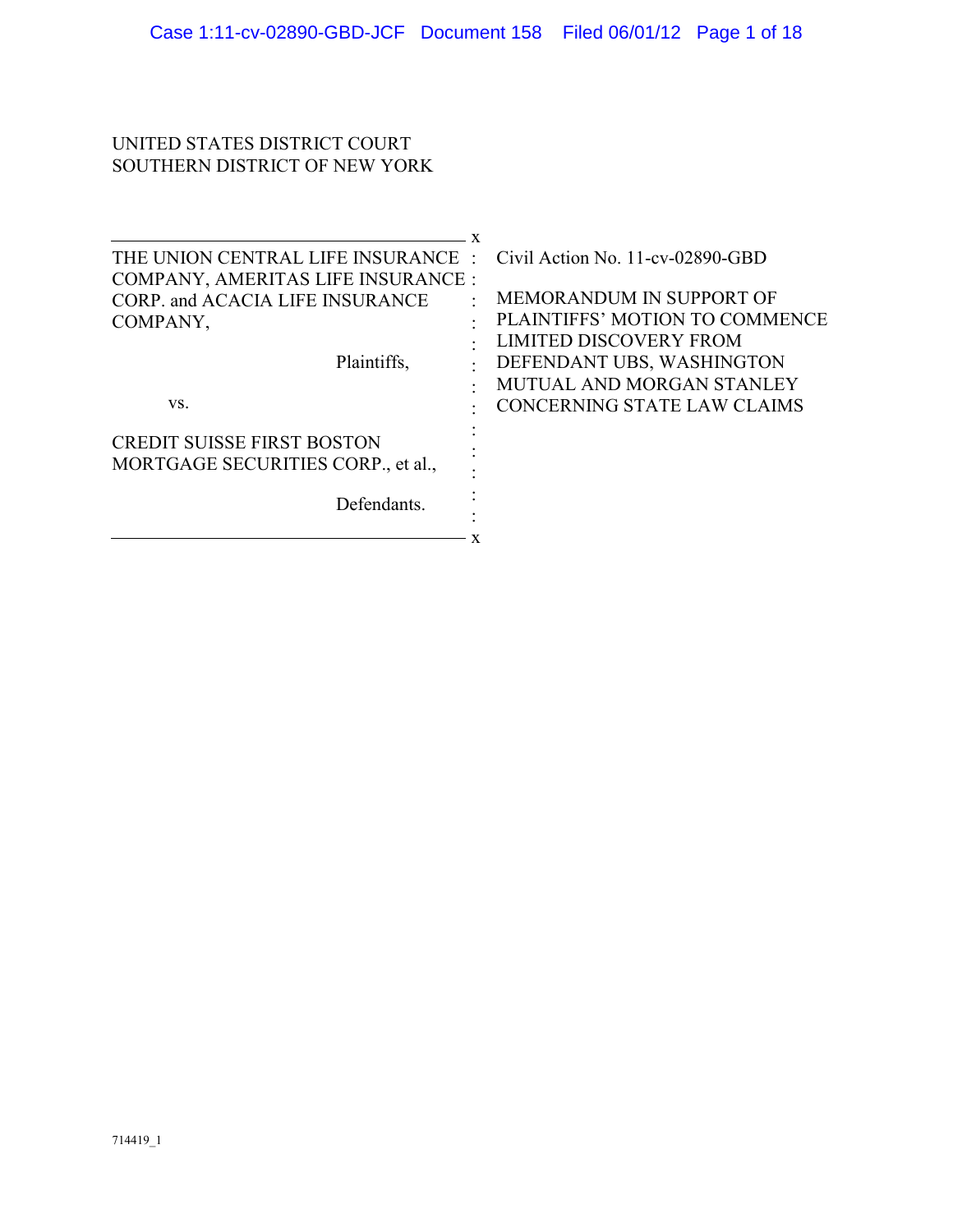UNITED STATES DISTRICT COURT
SOUTHERN DISTRICT OF NEW YORK

| | |
|---|---|
| THE UNION CENTRAL LIFE INSURANCE COMPANY, AMERITAS LIFE INSURANCE CORP. and ACACIA LIFE INSURANCE COMPANY,<br><br>Plaintiffs,<br><br>vs.<br><br>CREDIT SUISSE FIRST BOSTON MORTGAGE SECURITIES CORP., et al.,<br><br>Defendants. | Civil Action No. 11-cv-02890-GBD<br><br>MEMORANDUM IN SUPPORT OF PLAINTIFFS' MOTION TO COMMENCE LIMITED DISCOVERY FROM DEFENDANT UBS, WASHINGTON MUTUAL AND MORGAN STANLEY CONCERNING STATE LAW CLAIMS |

714419_1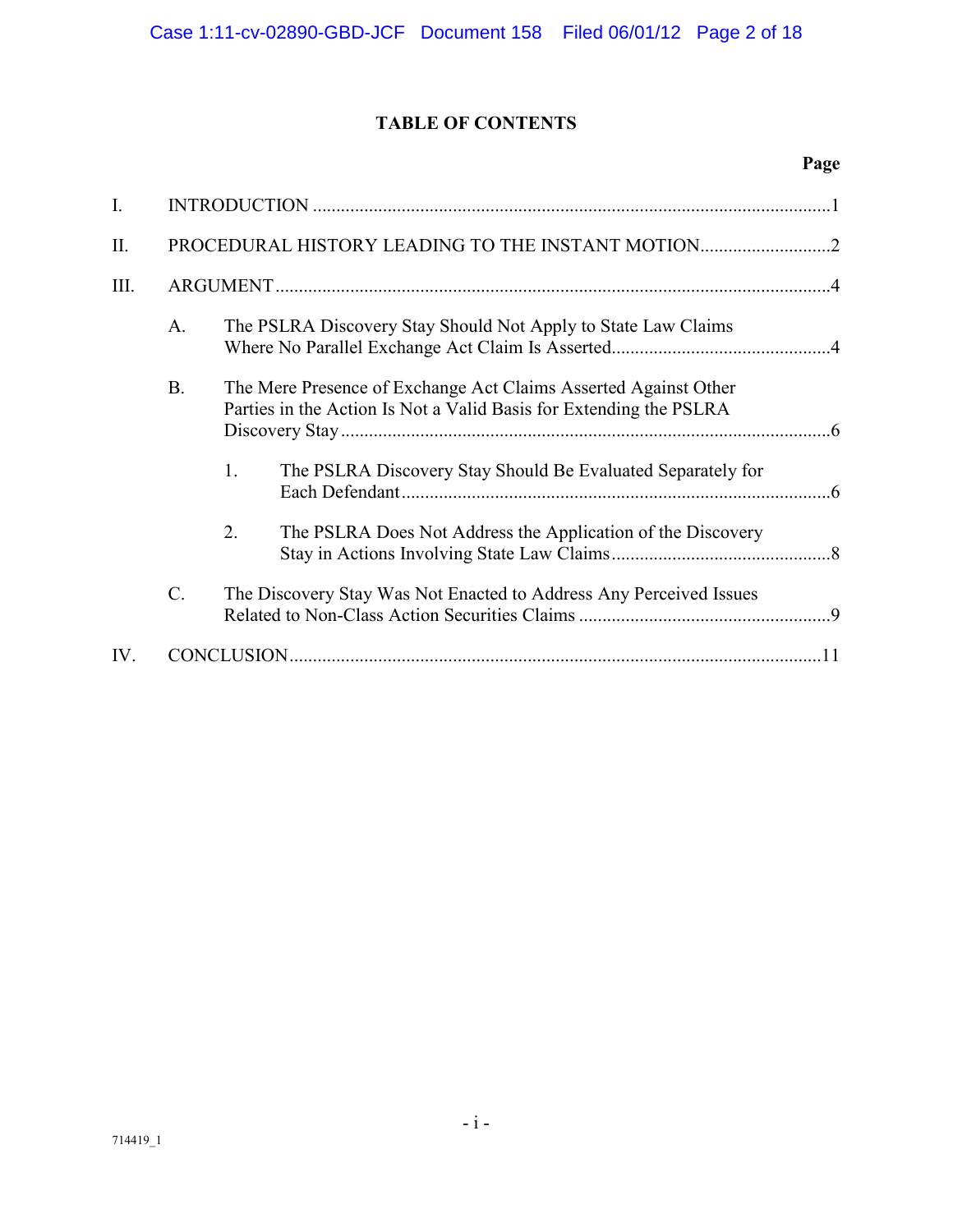## TABLE OF CONTENTS

| | | Page |
|---|---|---|
| I. | INTRODUCTION | 1 |
| II. | PROCEDURAL HISTORY LEADING TO THE INSTANT MOTION | 2 |
| III. | ARGUMENT | 4 |
| | A. The PSLRA Discovery Stay Should Not Apply to State Law Claims Where No Parallel Exchange Act Claim Is Asserted | 4 |
| | B. The Mere Presence of Exchange Act Claims Asserted Against Other Parties in the Action Is Not a Valid Basis for Extending the PSLRA Discovery Stay | 6 |
| | 1. The PSLRA Discovery Stay Should Be Evaluated Separately for Each Defendant | 6 |
| | 2. The PSLRA Does Not Address the Application of the Discovery Stay in Actions Involving State Law Claims | 8 |
| | C. The Discovery Stay Was Not Enacted to Address Any Perceived Issues Related to Non-Class Action Securities Claims | 9 |
| IV. | CONCLUSION | 11 |

714419_1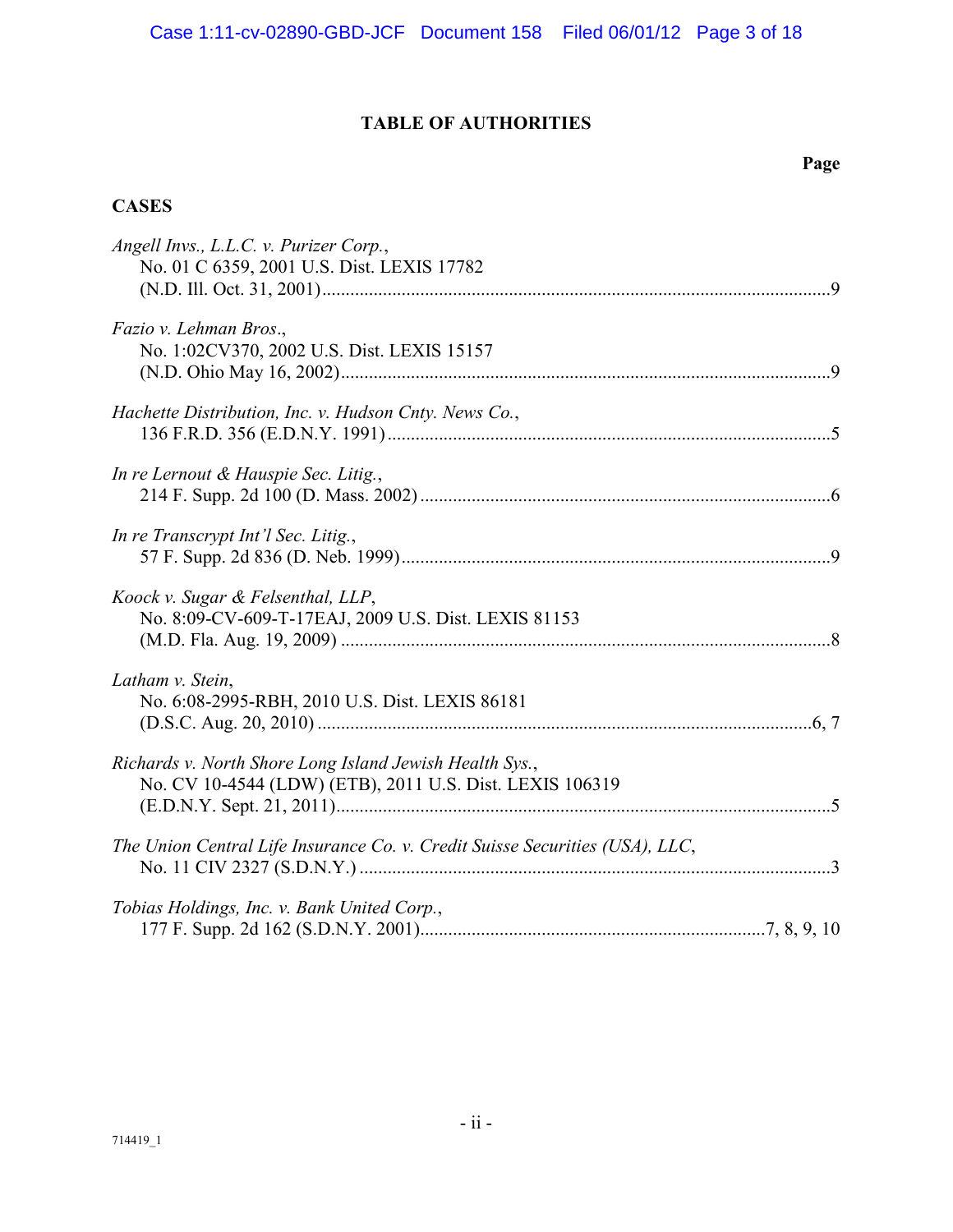# TABLE OF AUTHORITIES

**Page**

## CASES

*Angell Invs., L.L.C. v. Purizer Corp.*,
No. 01 C 6359, 2001 U.S. Dist. LEXIS 17782
(N.D. Ill. Oct. 31, 2001)....................................................................................................9

*Fazio v. Lehman Bros*.,
No. 1:02CV370, 2002 U.S. Dist. LEXIS 15157
(N.D. Ohio May 16, 2002)..................................................................................................9

*Hachette Distribution, Inc. v. Hudson Cnty. News Co.*,
136 F.R.D. 356 (E.D.N.Y. 1991).......................................................................................5

*In re Lernout & Hauspie Sec. Litig.*,
214 F. Supp. 2d 100 (D. Mass. 2002)................................................................................6

*In re Transcrypt Int'l Sec. Litig.*,
57 F. Supp. 2d 836 (D. Neb. 1999)...................................................................................9

*Koock v. Sugar & Felsenthal, LLP*,
No. 8:09-CV-609-T-17EAJ, 2009 U.S. Dist. LEXIS 81153
(M.D. Fla. Aug. 19, 2009).................................................................................................8

*Latham v. Stein*,
No. 6:08-2995-RBH, 2010 U.S. Dist. LEXIS 86181
(D.S.C. Aug. 20, 2010)...................................................................................................6, 7

*Richards v. North Shore Long Island Jewish Health Sys.*,
No. CV 10-4544 (LDW) (ETB), 2011 U.S. Dist. LEXIS 106319
(E.D.N.Y. Sept. 21, 2011)..................................................................................................5

*The Union Central Life Insurance Co. v. Credit Suisse Securities (USA), LLC*,
No. 11 CIV 2327 (S.D.N.Y.).............................................................................................3

*Tobias Holdings, Inc. v. Bank United Corp.*,
177 F. Supp. 2d 162 (S.D.N.Y. 2001).................................................................7, 8, 9, 10

714419_1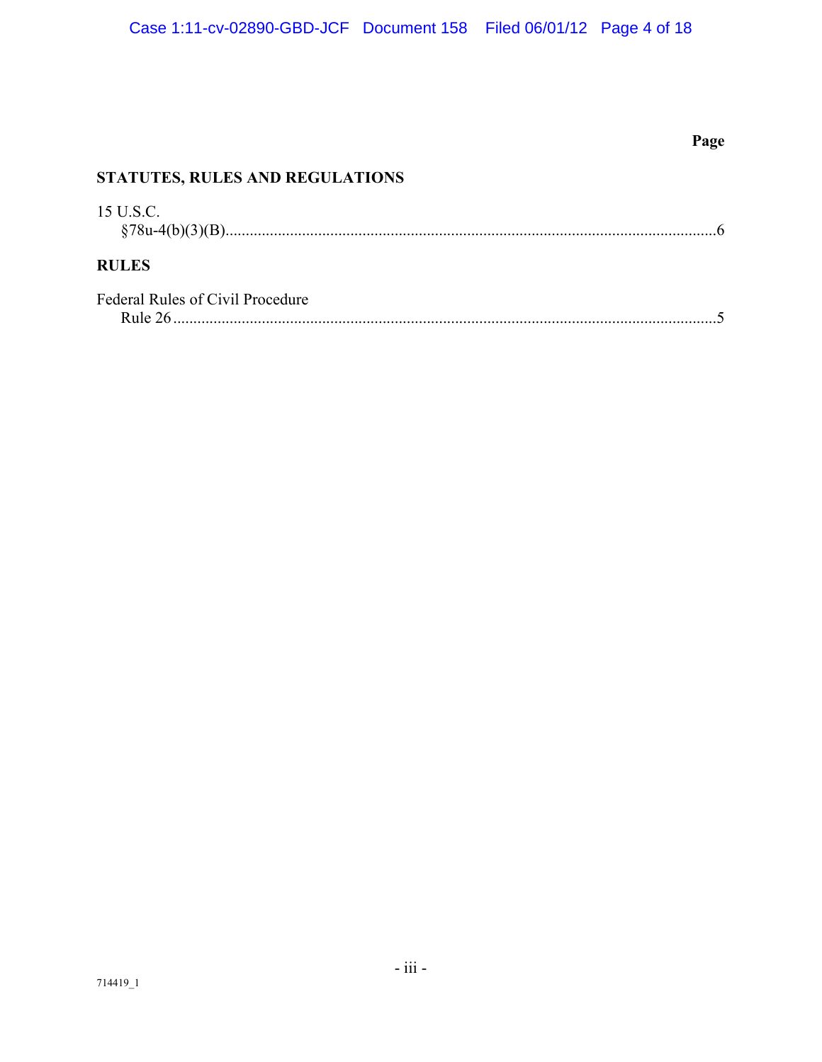Page

**STATUTES, RULES AND REGULATIONS**

15 U.S.C.
§78u-4(b)(3)(B)..........................................................................................................................6

**RULES**

Federal Rules of Civil Procedure
Rule 26.......................................................................................................................................5

714419_1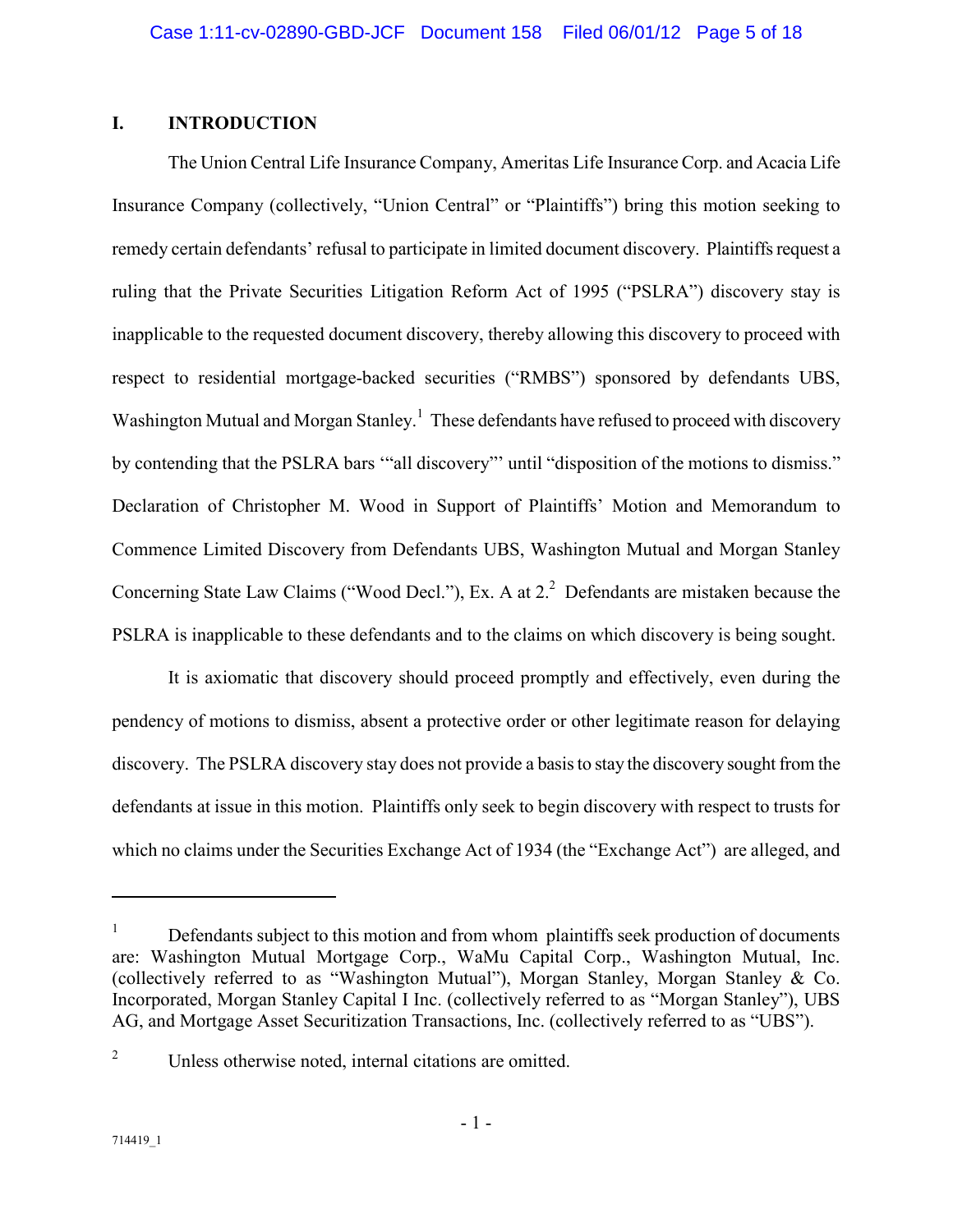## I. INTRODUCTION

The Union Central Life Insurance Company, Ameritas Life Insurance Corp. and Acacia Life Insurance Company (collectively, "Union Central" or "Plaintiffs") bring this motion seeking to remedy certain defendants' refusal to participate in limited document discovery. Plaintiffs request a ruling that the Private Securities Litigation Reform Act of 1995 ("PSLRA") discovery stay is inapplicable to the requested document discovery, thereby allowing this discovery to proceed with respect to residential mortgage-backed securities ("RMBS") sponsored by defendants UBS, Washington Mutual and Morgan Stanley.[1] These defendants have refused to proceed with discovery by contending that the PSLRA bars '"all discovery"' until "disposition of the motions to dismiss." Declaration of Christopher M. Wood in Support of Plaintiffs' Motion and Memorandum to Commence Limited Discovery from Defendants UBS, Washington Mutual and Morgan Stanley Concerning State Law Claims ("Wood Decl."), Ex. A at 2.[2] Defendants are mistaken because the PSLRA is inapplicable to these defendants and to the claims on which discovery is being sought.

It is axiomatic that discovery should proceed promptly and effectively, even during the pendency of motions to dismiss, absent a protective order or other legitimate reason for delaying discovery. The PSLRA discovery stay does not provide a basis to stay the discovery sought from the defendants at issue in this motion. Plaintiffs only seek to begin discovery with respect to trusts for which no claims under the Securities Exchange Act of 1934 (the "Exchange Act") are alleged, and

---

[1] Defendants subject to this motion and from whom plaintiffs seek production of documents are: Washington Mutual Mortgage Corp., WaMu Capital Corp., Washington Mutual, Inc. (collectively referred to as "Washington Mutual"), Morgan Stanley, Morgan Stanley & Co. Incorporated, Morgan Stanley Capital I Inc. (collectively referred to as "Morgan Stanley"), UBS AG, and Mortgage Asset Securitization Transactions, Inc. (collectively referred to as "UBS").

[2] Unless otherwise noted, internal citations are omitted.

714419_1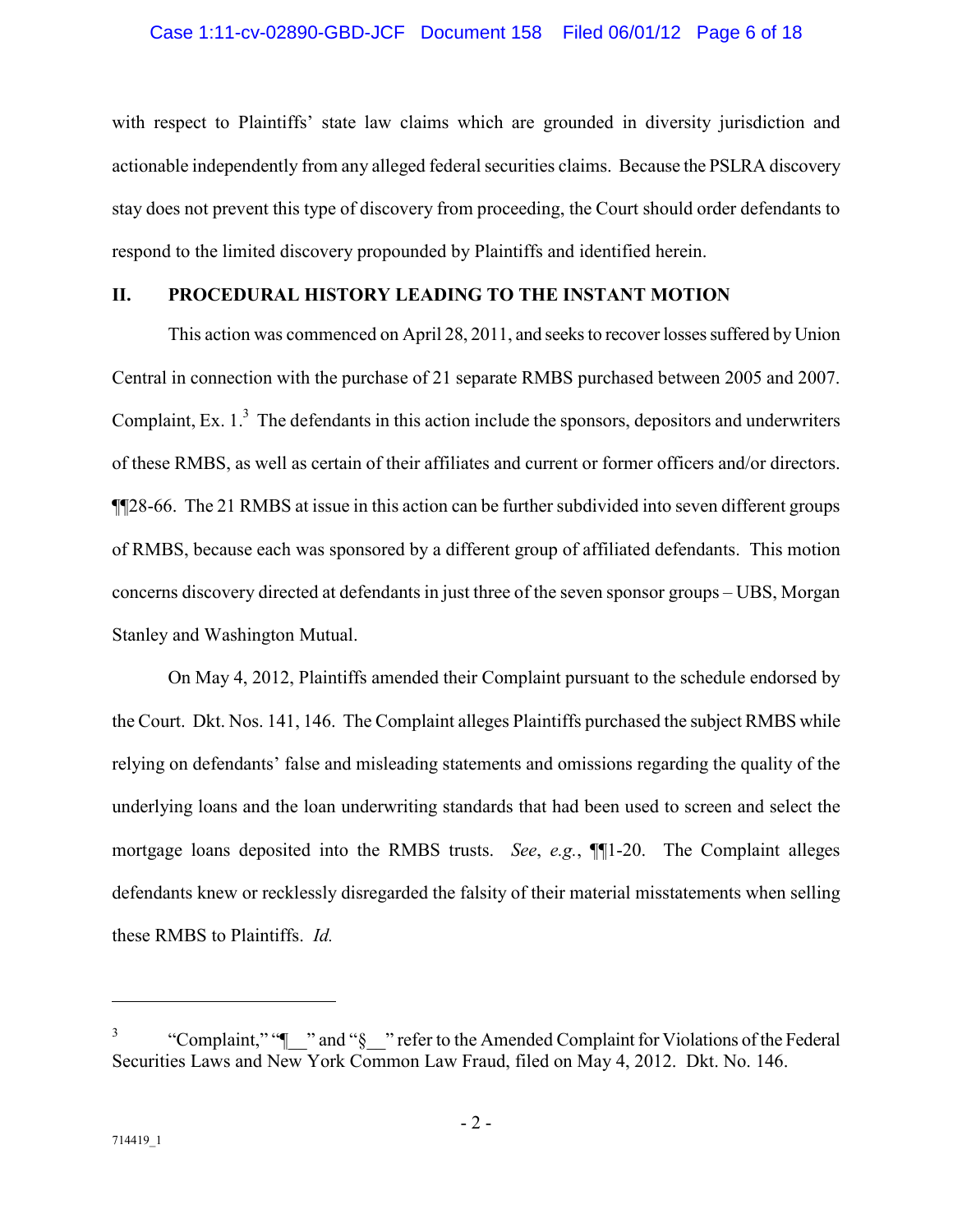with respect to Plaintiffs' state law claims which are grounded in diversity jurisdiction and actionable independently from any alleged federal securities claims. Because the PSLRA discovery stay does not prevent this type of discovery from proceeding, the Court should order defendants to respond to the limited discovery propounded by Plaintiffs and identified herein.

## II. PROCEDURAL HISTORY LEADING TO THE INSTANT MOTION

This action was commenced on April 28, 2011, and seeks to recover losses suffered by Union Central in connection with the purchase of 21 separate RMBS purchased between 2005 and 2007. Complaint, Ex. 1.[3] The defendants in this action include the sponsors, depositors and underwriters of these RMBS, as well as certain of their affiliates and current or former officers and/or directors. ¶¶28-66. The 21 RMBS at issue in this action can be further subdivided into seven different groups of RMBS, because each was sponsored by a different group of affiliated defendants. This motion concerns discovery directed at defendants in just three of the seven sponsor groups – UBS, Morgan Stanley and Washington Mutual.

On May 4, 2012, Plaintiffs amended their Complaint pursuant to the schedule endorsed by the Court. Dkt. Nos. 141, 146. The Complaint alleges Plaintiffs purchased the subject RMBS while relying on defendants' false and misleading statements and omissions regarding the quality of the underlying loans and the loan underwriting standards that had been used to screen and select the mortgage loans deposited into the RMBS trusts. *See*, *e.g.*, ¶¶1-20. The Complaint alleges defendants knew or recklessly disregarded the falsity of their material misstatements when selling these RMBS to Plaintiffs. *Id.*

---

[3] "Complaint," "¶__" and "§__" refer to the Amended Complaint for Violations of the Federal Securities Laws and New York Common Law Fraud, filed on May 4, 2012. Dkt. No. 146.

714419_1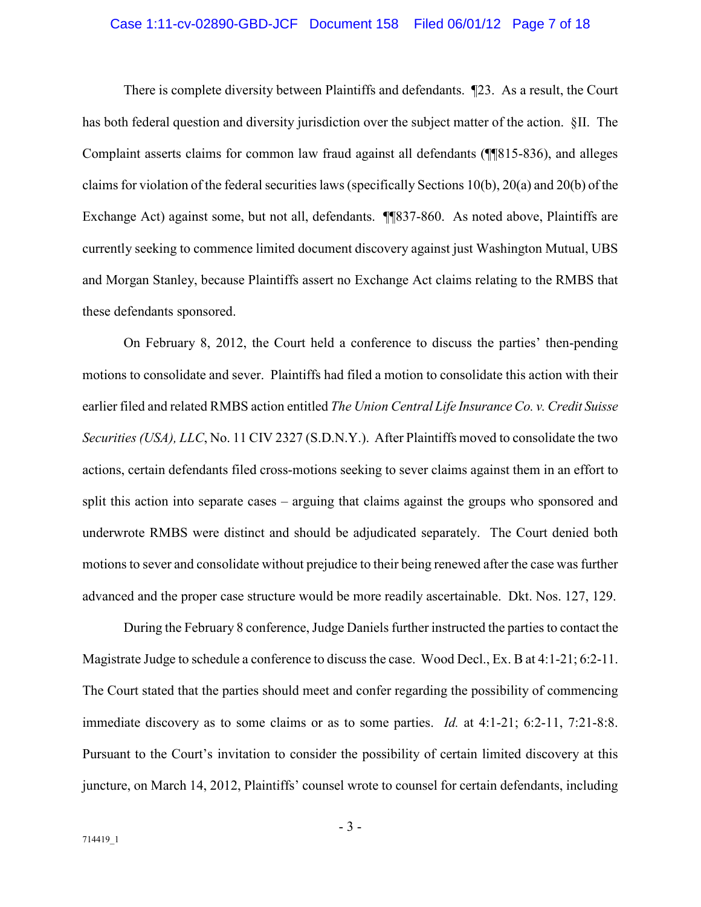There is complete diversity between Plaintiffs and defendants. ¶23. As a result, the Court has both federal question and diversity jurisdiction over the subject matter of the action. §II. The Complaint asserts claims for common law fraud against all defendants (¶¶815-836), and alleges claims for violation of the federal securities laws (specifically Sections 10(b), 20(a) and 20(b) of the Exchange Act) against some, but not all, defendants. ¶¶837-860. As noted above, Plaintiffs are currently seeking to commence limited document discovery against just Washington Mutual, UBS and Morgan Stanley, because Plaintiffs assert no Exchange Act claims relating to the RMBS that these defendants sponsored.

On February 8, 2012, the Court held a conference to discuss the parties' then-pending motions to consolidate and sever. Plaintiffs had filed a motion to consolidate this action with their earlier filed and related RMBS action entitled *The Union Central Life Insurance Co. v. Credit Suisse Securities (USA), LLC*, No. 11 CIV 2327 (S.D.N.Y.). After Plaintiffs moved to consolidate the two actions, certain defendants filed cross-motions seeking to sever claims against them in an effort to split this action into separate cases – arguing that claims against the groups who sponsored and underwrote RMBS were distinct and should be adjudicated separately. The Court denied both motions to sever and consolidate without prejudice to their being renewed after the case was further advanced and the proper case structure would be more readily ascertainable. Dkt. Nos. 127, 129.

During the February 8 conference, Judge Daniels further instructed the parties to contact the Magistrate Judge to schedule a conference to discuss the case. Wood Decl., Ex. B at 4:1-21; 6:2-11. The Court stated that the parties should meet and confer regarding the possibility of commencing immediate discovery as to some claims or as to some parties. *Id.* at 4:1-21; 6:2-11, 7:21-8:8. Pursuant to the Court's invitation to consider the possibility of certain limited discovery at this juncture, on March 14, 2012, Plaintiffs' counsel wrote to counsel for certain defendants, including

714419_1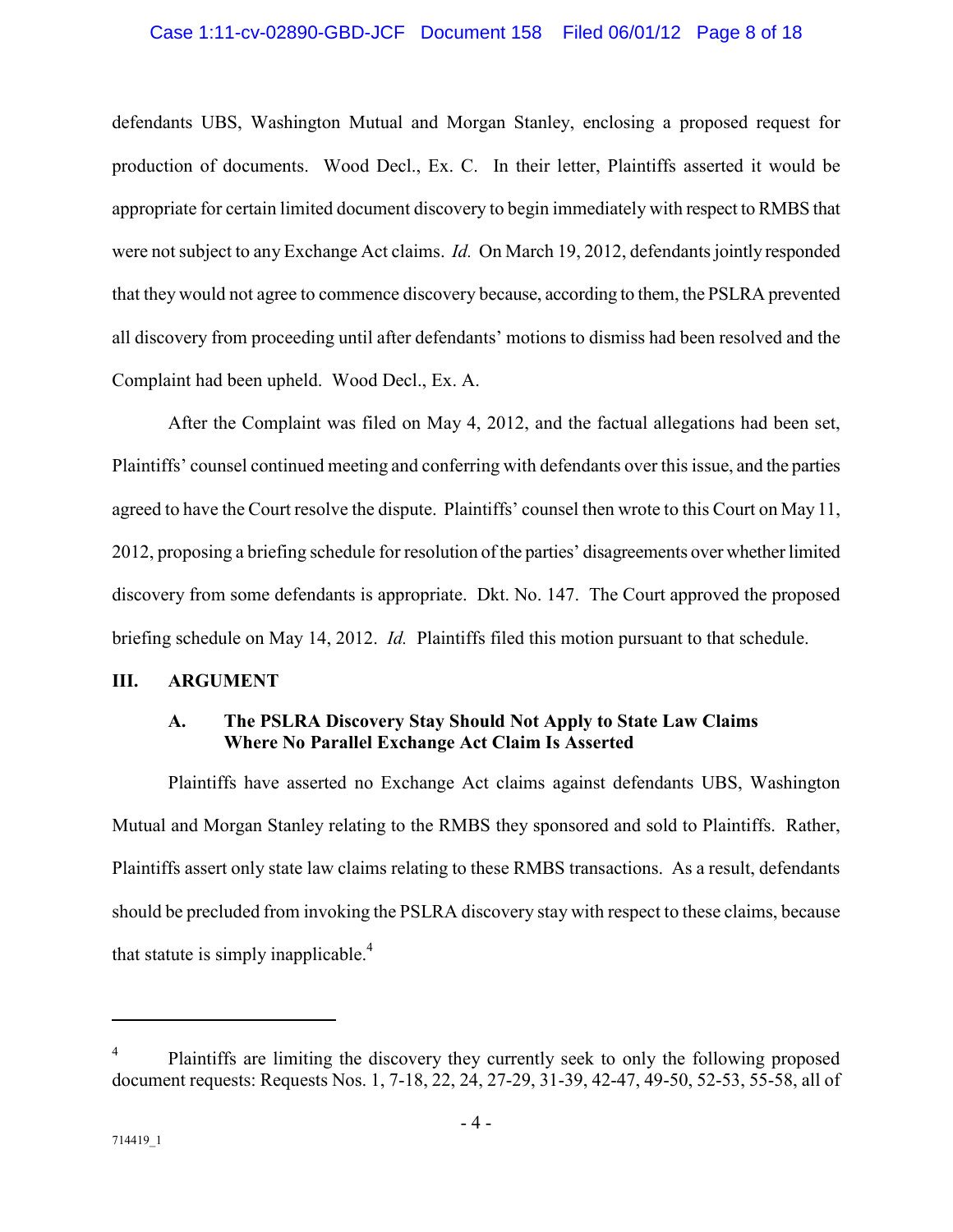defendants UBS, Washington Mutual and Morgan Stanley, enclosing a proposed request for production of documents. Wood Decl., Ex. C. In their letter, Plaintiffs asserted it would be appropriate for certain limited document discovery to begin immediately with respect to RMBS that were not subject to any Exchange Act claims. *Id.* On March 19, 2012, defendants jointly responded that they would not agree to commence discovery because, according to them, the PSLRA prevented all discovery from proceeding until after defendants' motions to dismiss had been resolved and the Complaint had been upheld. Wood Decl., Ex. A.

After the Complaint was filed on May 4, 2012, and the factual allegations had been set, Plaintiffs' counsel continued meeting and conferring with defendants over this issue, and the parties agreed to have the Court resolve the dispute. Plaintiffs' counsel then wrote to this Court on May 11, 2012, proposing a briefing schedule for resolution of the parties' disagreements over whether limited discovery from some defendants is appropriate. Dkt. No. 147. The Court approved the proposed briefing schedule on May 14, 2012. *Id.* Plaintiffs filed this motion pursuant to that schedule.

## III. ARGUMENT

### A. The PSLRA Discovery Stay Should Not Apply to State Law Claims Where No Parallel Exchange Act Claim Is Asserted

Plaintiffs have asserted no Exchange Act claims against defendants UBS, Washington Mutual and Morgan Stanley relating to the RMBS they sponsored and sold to Plaintiffs. Rather, Plaintiffs assert only state law claims relating to these RMBS transactions. As a result, defendants should be precluded from invoking the PSLRA discovery stay with respect to these claims, because that statute is simply inapplicable.[4]

---

[4] Plaintiffs are limiting the discovery they currently seek to only the following proposed document requests: Requests Nos. 1, 7-18, 22, 24, 27-29, 31-39, 42-47, 49-50, 52-53, 55-58, all of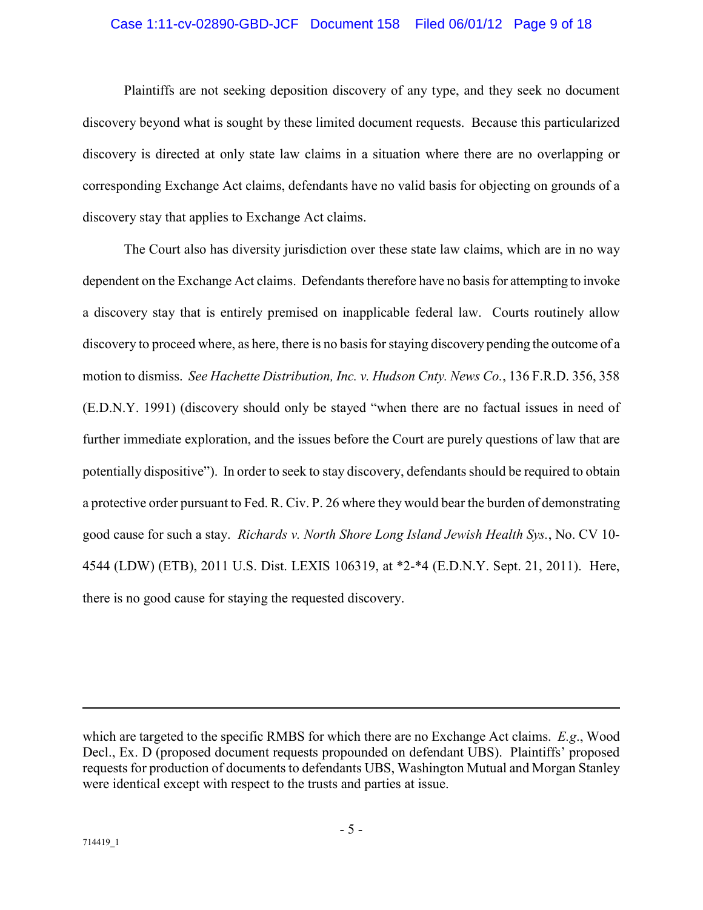Plaintiffs are not seeking deposition discovery of any type, and they seek no document discovery beyond what is sought by these limited document requests. Because this particularized discovery is directed at only state law claims in a situation where there are no overlapping or corresponding Exchange Act claims, defendants have no valid basis for objecting on grounds of a discovery stay that applies to Exchange Act claims.

The Court also has diversity jurisdiction over these state law claims, which are in no way dependent on the Exchange Act claims. Defendants therefore have no basis for attempting to invoke a discovery stay that is entirely premised on inapplicable federal law. Courts routinely allow discovery to proceed where, as here, there is no basis for staying discovery pending the outcome of a motion to dismiss. *See Hachette Distribution, Inc. v. Hudson Cnty. News Co.*, 136 F.R.D. 356, 358 (E.D.N.Y. 1991) (discovery should only be stayed "when there are no factual issues in need of further immediate exploration, and the issues before the Court are purely questions of law that are potentially dispositive"). In order to seek to stay discovery, defendants should be required to obtain a protective order pursuant to Fed. R. Civ. P. 26 where they would bear the burden of demonstrating good cause for such a stay. *Richards v. North Shore Long Island Jewish Health Sys.*, No. CV 10-4544 (LDW) (ETB), 2011 U.S. Dist. LEXIS 106319, at *2-*4 (E.D.N.Y. Sept. 21, 2011). Here, there is no good cause for staying the requested discovery.

---

which are targeted to the specific RMBS for which there are no Exchange Act claims. *E.g.*, Wood Decl., Ex. D (proposed document requests propounded on defendant UBS). Plaintiffs' proposed requests for production of documents to defendants UBS, Washington Mutual and Morgan Stanley were identical except with respect to the trusts and parties at issue.

714419_1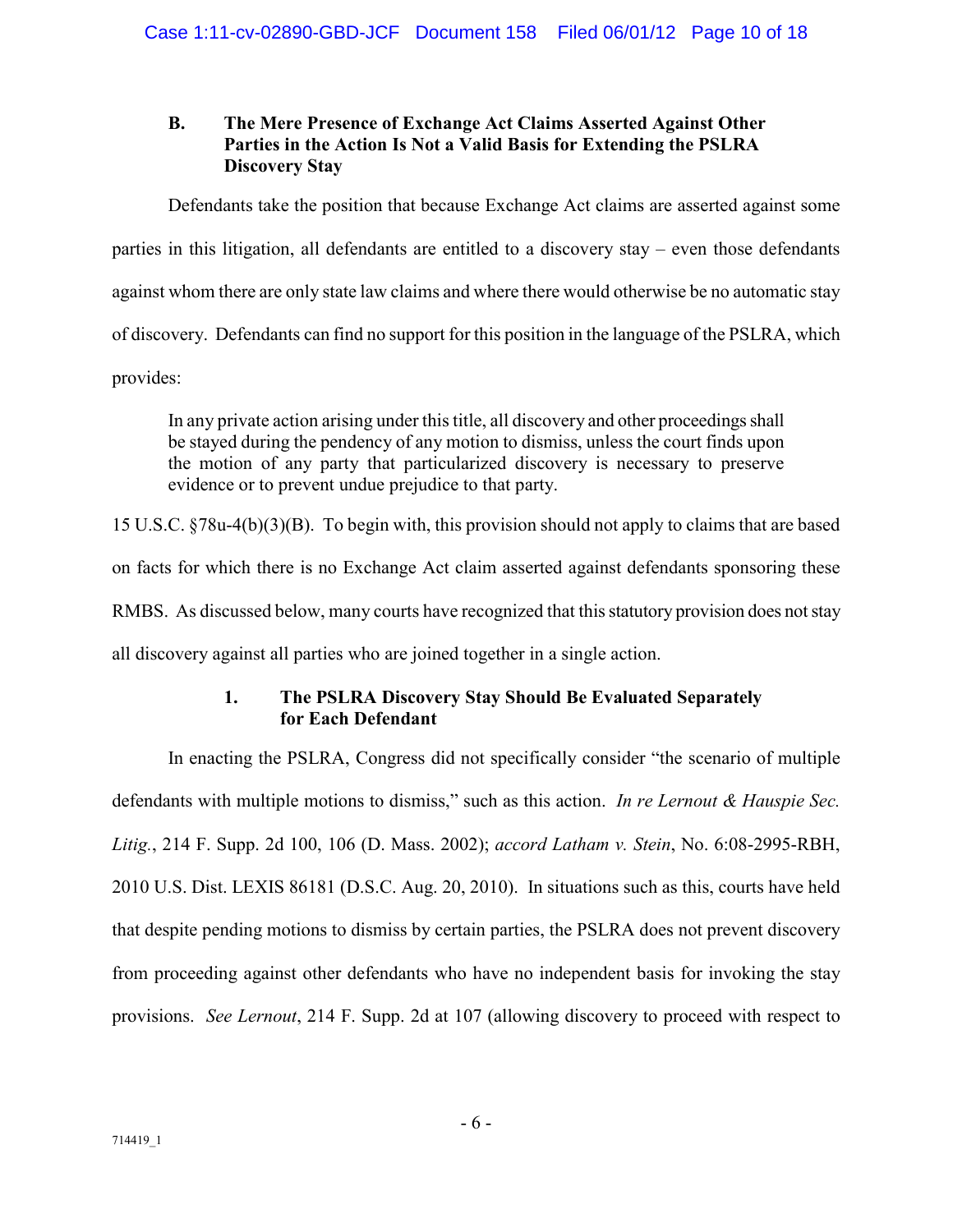### B. The Mere Presence of Exchange Act Claims Asserted Against Other Parties in the Action Is Not a Valid Basis for Extending the PSLRA Discovery Stay

Defendants take the position that because Exchange Act claims are asserted against some parties in this litigation, all defendants are entitled to a discovery stay – even those defendants against whom there are only state law claims and where there would otherwise be no automatic stay of discovery. Defendants can find no support for this position in the language of the PSLRA, which provides:

> In any private action arising under this title, all discovery and other proceedings shall be stayed during the pendency of any motion to dismiss, unless the court finds upon the motion of any party that particularized discovery is necessary to preserve evidence or to prevent undue prejudice to that party.

15 U.S.C. §78u-4(b)(3)(B). To begin with, this provision should not apply to claims that are based on facts for which there is no Exchange Act claim asserted against defendants sponsoring these RMBS. As discussed below, many courts have recognized that this statutory provision does not stay all discovery against all parties who are joined together in a single action.

#### 1. The PSLRA Discovery Stay Should Be Evaluated Separately for Each Defendant

In enacting the PSLRA, Congress did not specifically consider "the scenario of multiple defendants with multiple motions to dismiss," such as this action. *In re Lernout & Hauspie Sec. Litig.*, 214 F. Supp. 2d 100, 106 (D. Mass. 2002); *accord Latham v. Stein*, No. 6:08-2995-RBH, 2010 U.S. Dist. LEXIS 86181 (D.S.C. Aug. 20, 2010). In situations such as this, courts have held that despite pending motions to dismiss by certain parties, the PSLRA does not prevent discovery from proceeding against other defendants who have no independent basis for invoking the stay provisions. *See Lernout*, 214 F. Supp. 2d at 107 (allowing discovery to proceed with respect to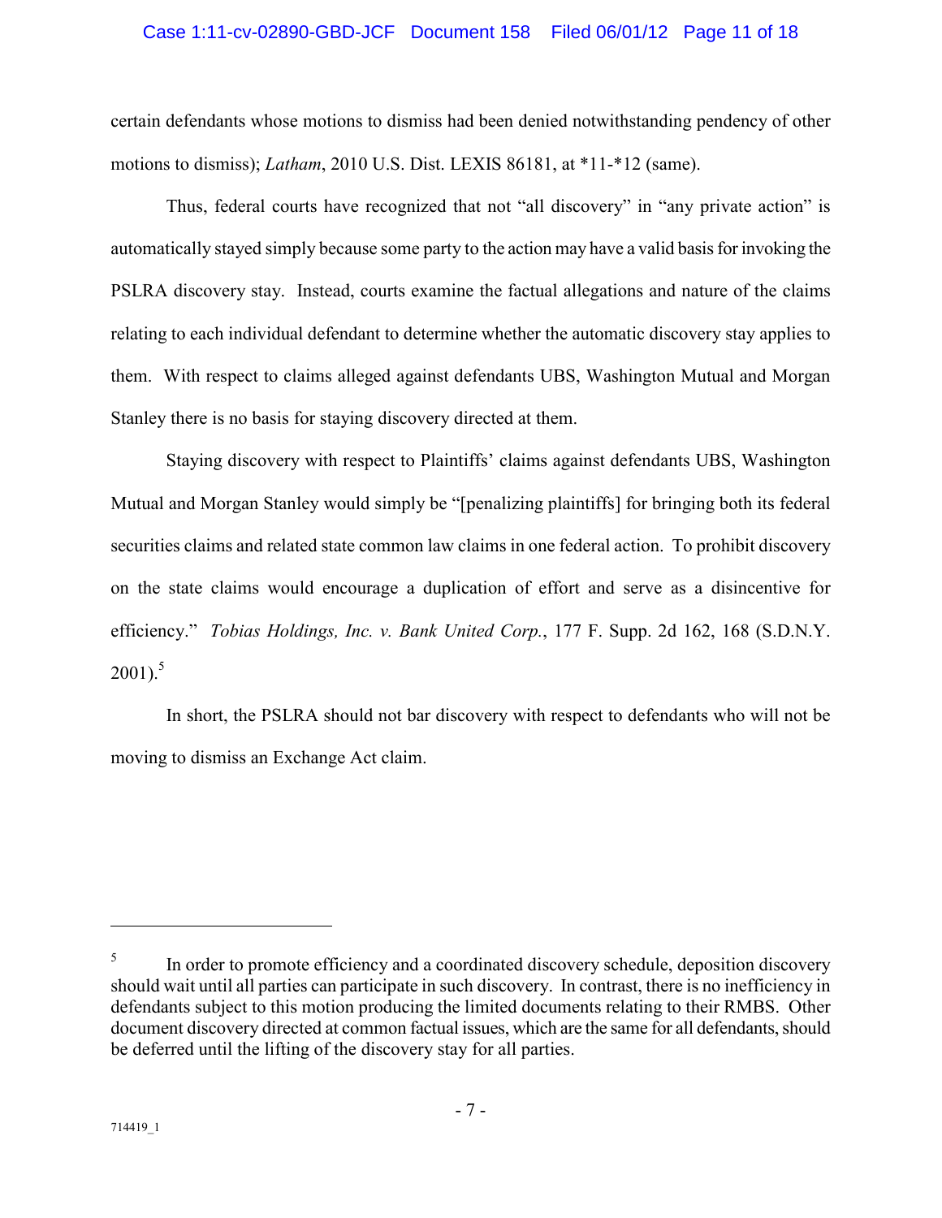certain defendants whose motions to dismiss had been denied notwithstanding pendency of other motions to dismiss); *Latham*, 2010 U.S. Dist. LEXIS 86181, at *11-*12 (same).

Thus, federal courts have recognized that not "all discovery" in "any private action" is automatically stayed simply because some party to the action may have a valid basis for invoking the PSLRA discovery stay. Instead, courts examine the factual allegations and nature of the claims relating to each individual defendant to determine whether the automatic discovery stay applies to them. With respect to claims alleged against defendants UBS, Washington Mutual and Morgan Stanley there is no basis for staying discovery directed at them.

Staying discovery with respect to Plaintiffs' claims against defendants UBS, Washington Mutual and Morgan Stanley would simply be "[penalizing plaintiffs] for bringing both its federal securities claims and related state common law claims in one federal action. To prohibit discovery on the state claims would encourage a duplication of effort and serve as a disincentive for efficiency." *Tobias Holdings, Inc. v. Bank United Corp.*, 177 F. Supp. 2d 162, 168 (S.D.N.Y. 2001).[5]

In short, the PSLRA should not bar discovery with respect to defendants who will not be moving to dismiss an Exchange Act claim.

---

[5] In order to promote efficiency and a coordinated discovery schedule, deposition discovery should wait until all parties can participate in such discovery. In contrast, there is no inefficiency in defendants subject to this motion producing the limited documents relating to their RMBS. Other document discovery directed at common factual issues, which are the same for all defendants, should be deferred until the lifting of the discovery stay for all parties.

714419_1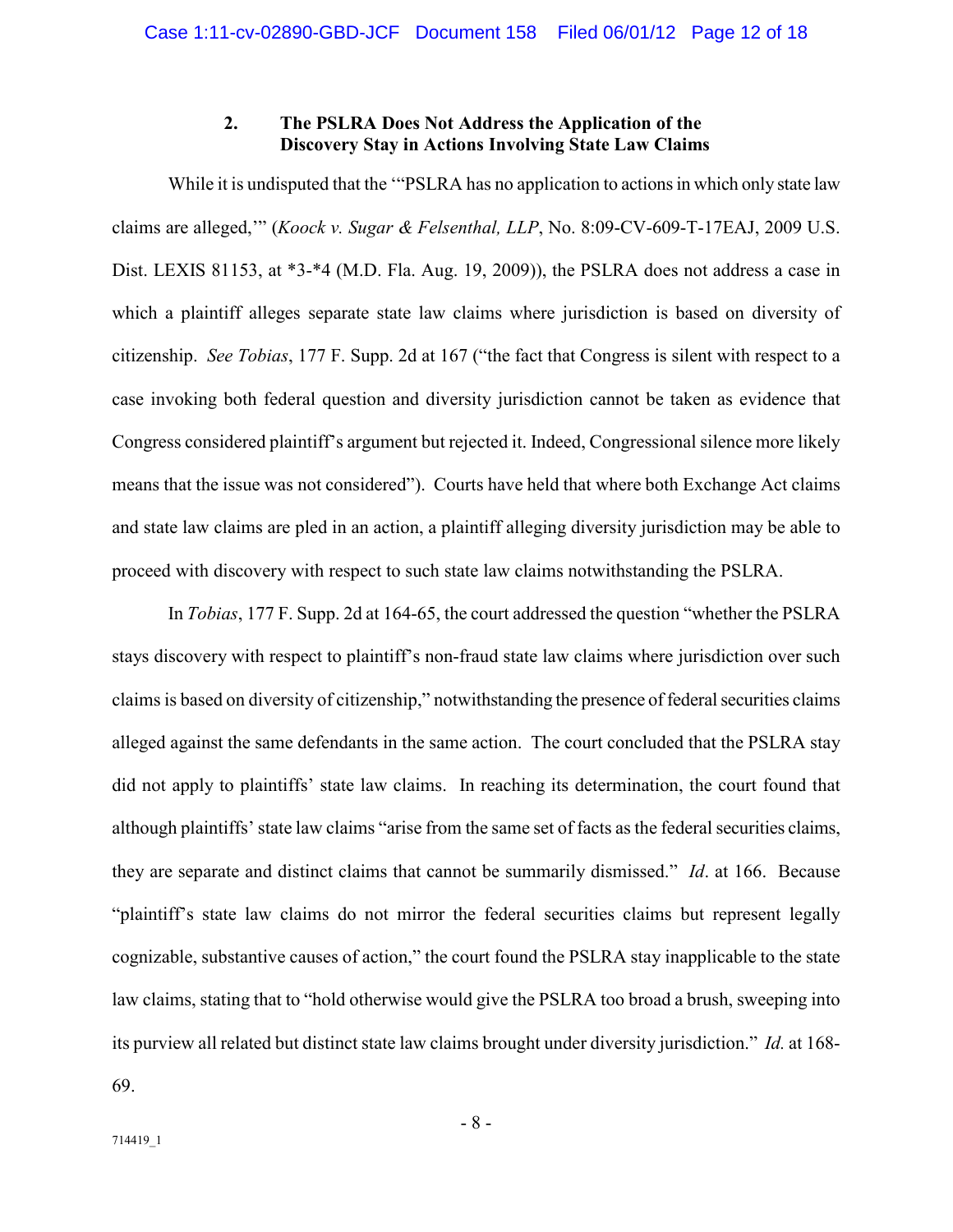### 2. The PSLRA Does Not Address the Application of the Discovery Stay in Actions Involving State Law Claims

While it is undisputed that the '"PSLRA has no application to actions in which only state law claims are alleged,'" (*Koock v. Sugar & Felsenthal, LLP*, No. 8:09-CV-609-T-17EAJ, 2009 U.S. Dist. LEXIS 81153, at *3-*4 (M.D. Fla. Aug. 19, 2009)), the PSLRA does not address a case in which a plaintiff alleges separate state law claims where jurisdiction is based on diversity of citizenship. *See Tobias*, 177 F. Supp. 2d at 167 ("the fact that Congress is silent with respect to a case invoking both federal question and diversity jurisdiction cannot be taken as evidence that Congress considered plaintiff's argument but rejected it. Indeed, Congressional silence more likely means that the issue was not considered"). Courts have held that where both Exchange Act claims and state law claims are pled in an action, a plaintiff alleging diversity jurisdiction may be able to proceed with discovery with respect to such state law claims notwithstanding the PSLRA.

In *Tobias*, 177 F. Supp. 2d at 164-65, the court addressed the question "whether the PSLRA stays discovery with respect to plaintiff's non-fraud state law claims where jurisdiction over such claims is based on diversity of citizenship," notwithstanding the presence of federal securities claims alleged against the same defendants in the same action. The court concluded that the PSLRA stay did not apply to plaintiffs' state law claims. In reaching its determination, the court found that although plaintiffs' state law claims "arise from the same set of facts as the federal securities claims, they are separate and distinct claims that cannot be summarily dismissed." *Id*. at 166. Because "plaintiff's state law claims do not mirror the federal securities claims but represent legally cognizable, substantive causes of action," the court found the PSLRA stay inapplicable to the state law claims, stating that to "hold otherwise would give the PSLRA too broad a brush, sweeping into its purview all related but distinct state law claims brought under diversity jurisdiction." *Id.* at 168-69.

714419_1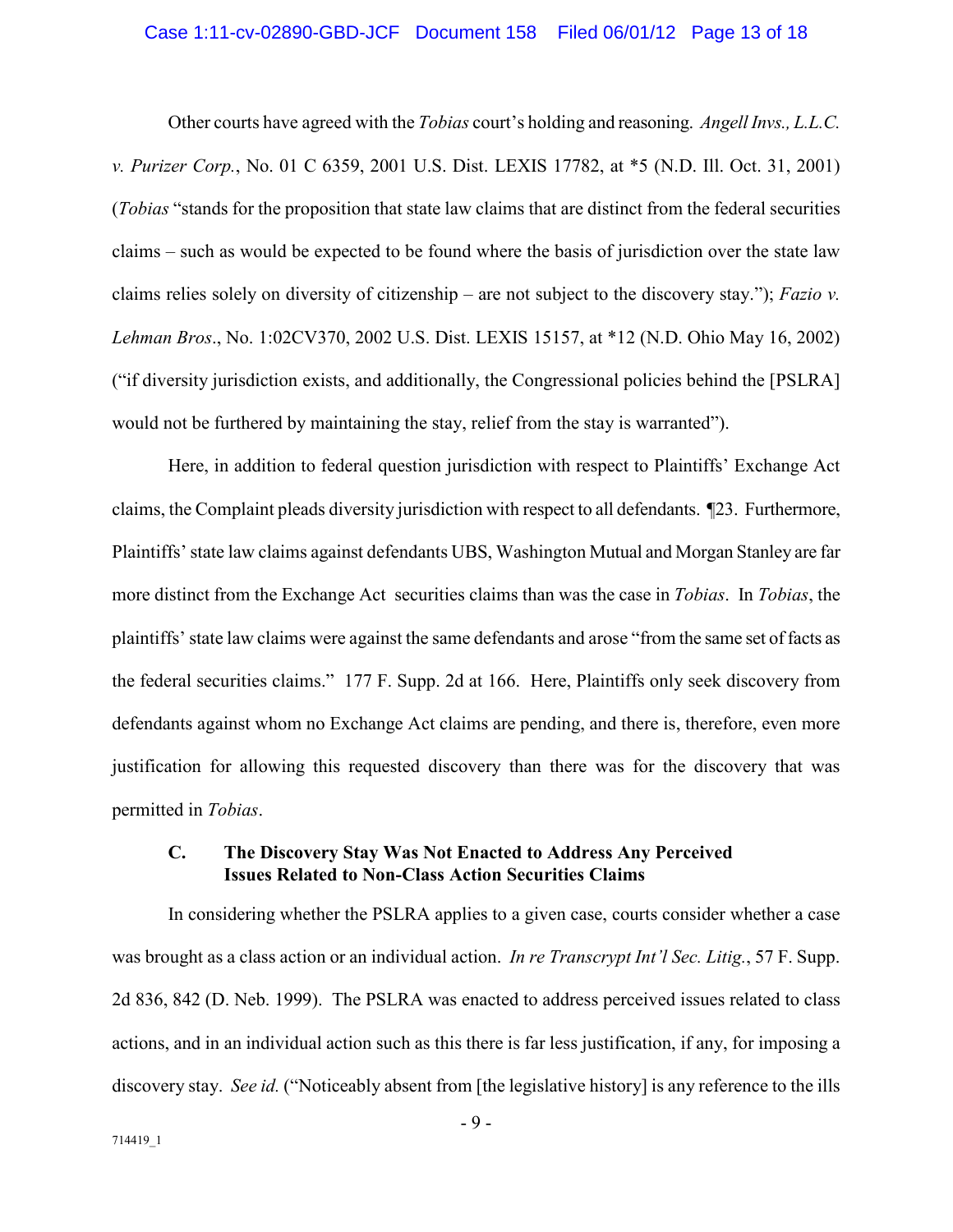Other courts have agreed with the *Tobias* court's holding and reasoning. *Angell Invs., L.L.C. v. Purizer Corp.*, No. 01 C 6359, 2001 U.S. Dist. LEXIS 17782, at *5 (N.D. Ill. Oct. 31, 2001) (*Tobias* "stands for the proposition that state law claims that are distinct from the federal securities claims – such as would be expected to be found where the basis of jurisdiction over the state law claims relies solely on diversity of citizenship – are not subject to the discovery stay."); *Fazio v. Lehman Bros*., No. 1:02CV370, 2002 U.S. Dist. LEXIS 15157, at *12 (N.D. Ohio May 16, 2002) ("if diversity jurisdiction exists, and additionally, the Congressional policies behind the [PSLRA] would not be furthered by maintaining the stay, relief from the stay is warranted").

Here, in addition to federal question jurisdiction with respect to Plaintiffs' Exchange Act claims, the Complaint pleads diversity jurisdiction with respect to all defendants. ¶23. Furthermore, Plaintiffs' state law claims against defendants UBS, Washington Mutual and Morgan Stanley are far more distinct from the Exchange Act securities claims than was the case in *Tobias*. In *Tobias*, the plaintiffs' state law claims were against the same defendants and arose "from the same set of facts as the federal securities claims." 177 F. Supp. 2d at 166. Here, Plaintiffs only seek discovery from defendants against whom no Exchange Act claims are pending, and there is, therefore, even more justification for allowing this requested discovery than there was for the discovery that was permitted in *Tobias*.

### C. The Discovery Stay Was Not Enacted to Address Any Perceived Issues Related to Non-Class Action Securities Claims

In considering whether the PSLRA applies to a given case, courts consider whether a case was brought as a class action or an individual action. *In re Transcrypt Int'l Sec. Litig.*, 57 F. Supp. 2d 836, 842 (D. Neb. 1999). The PSLRA was enacted to address perceived issues related to class actions, and in an individual action such as this there is far less justification, if any, for imposing a discovery stay. *See id.* ("Noticeably absent from [the legislative history] is any reference to the ills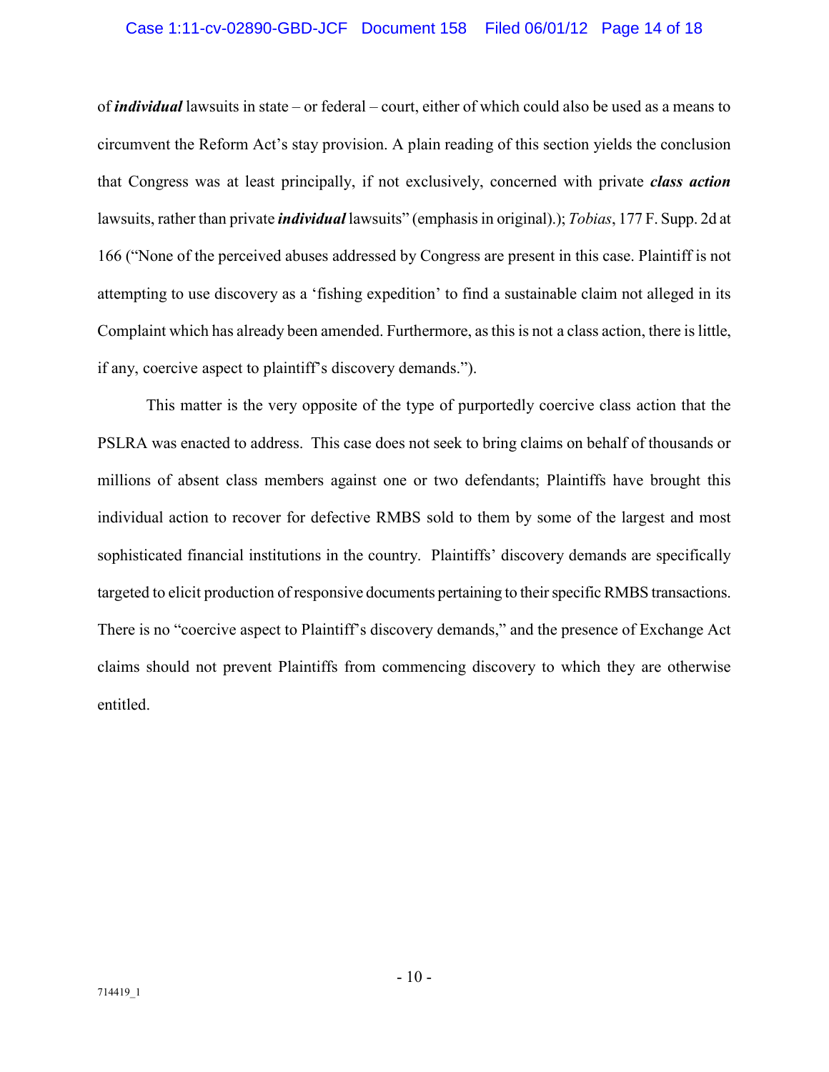of ***individual*** lawsuits in state – or federal – court, either of which could also be used as a means to circumvent the Reform Act's stay provision. A plain reading of this section yields the conclusion that Congress was at least principally, if not exclusively, concerned with private ***class action*** lawsuits, rather than private ***individual*** lawsuits" (emphasis in original).); *Tobias*, 177 F. Supp. 2d at 166 ("None of the perceived abuses addressed by Congress are present in this case. Plaintiff is not attempting to use discovery as a 'fishing expedition' to find a sustainable claim not alleged in its Complaint which has already been amended. Furthermore, as this is not a class action, there is little, if any, coercive aspect to plaintiff's discovery demands.").

This matter is the very opposite of the type of purportedly coercive class action that the PSLRA was enacted to address. This case does not seek to bring claims on behalf of thousands or millions of absent class members against one or two defendants; Plaintiffs have brought this individual action to recover for defective RMBS sold to them by some of the largest and most sophisticated financial institutions in the country. Plaintiffs' discovery demands are specifically targeted to elicit production of responsive documents pertaining to their specific RMBS transactions. There is no "coercive aspect to Plaintiff's discovery demands," and the presence of Exchange Act claims should not prevent Plaintiffs from commencing discovery to which they are otherwise entitled.

714419_1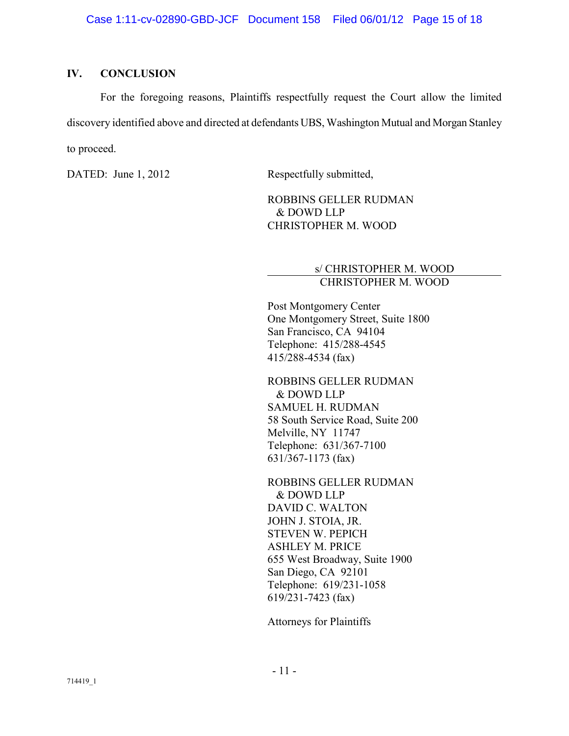## IV. CONCLUSION

For the foregoing reasons, Plaintiffs respectfully request the Court allow the limited discovery identified above and directed at defendants UBS, Washington Mutual and Morgan Stanley to proceed.

DATED: June 1, 2012

Respectfully submitted,

ROBBINS GELLER RUDMAN
& DOWD LLP
CHRISTOPHER M. WOOD

s/ CHRISTOPHER M. WOOD
CHRISTOPHER M. WOOD

Post Montgomery Center
One Montgomery Street, Suite 1800
San Francisco, CA 94104
Telephone: 415/288-4545
415/288-4534 (fax)

ROBBINS GELLER RUDMAN
& DOWD LLP
SAMUEL H. RUDMAN
58 South Service Road, Suite 200
Melville, NY 11747
Telephone: 631/367-7100
631/367-1173 (fax)

ROBBINS GELLER RUDMAN
& DOWD LLP
DAVID C. WALTON
JOHN J. STOIA, JR.
STEVEN W. PEPICH
ASHLEY M. PRICE
655 West Broadway, Suite 1900
San Diego, CA 92101
Telephone: 619/231-1058
619/231-7423 (fax)

Attorneys for Plaintiffs

714419_1